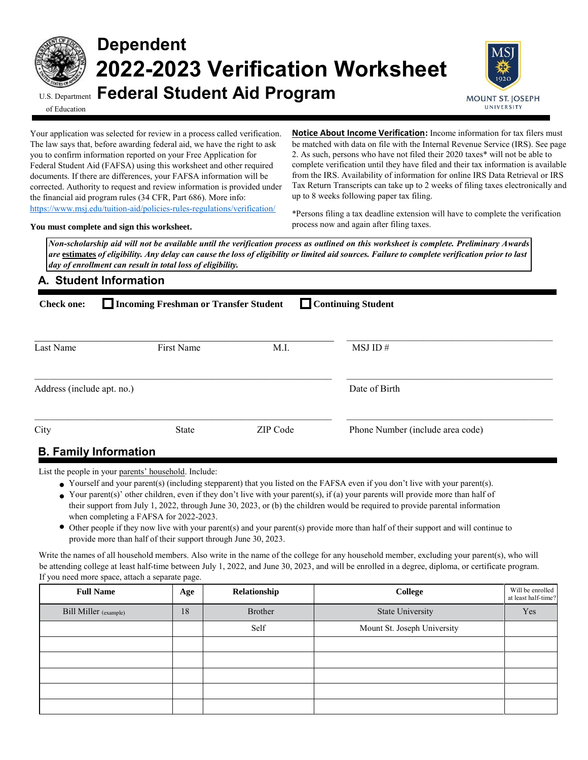# Dependent 2022-2023 Verification Worksheet

## Federal Student Aid Program

U.S. Department of Education

MOUNT ST. JOSEPH UNIVERSITY

Your application was selected for review in a process called verification. The law says that, before awarding federal aid, we have the right to ask you to confirm information reported on your Free Application for Federal Student Aid (FAFSA) using this worksheet and other required documents. If there are differences, your FAFSA information will be corrected. Authority to request and review information is provided under the financial aid program rules (34 CFR, Part 686). More info: https://www.msj.edu/tuition-aid/policies-rules-regulations/verification/

**You must complete and sign this worksheet.**

**Notice About Income Verification:** Income information for tax filers must be matched with data on file with the Internal Revenue Service (IRS). See page 2. As such, persons who have not filed their 2020 taxes* will not be able to complete verification until they have filed and their tax information is available from the IRS. Availability of information for online IRS Data Retrieval or IRS Tax Return Transcripts can take up to 2 weeks of filing taxes electronically and up to 8 weeks following paper tax filing.

*Persons filing a tax deadline extension will have to complete the verification process now and again after filing taxes.

***Non-scholarship aid will not be available until the verification process as outlined on this worksheet is complete. Preliminary Awards are estimates of eligibility. Any delay can cause the loss of eligibility or limited aid sources. Failure to complete verification prior to last day of enrollment can result in total loss of eligibility.***

## A. Student Information

**Check one:** ☐ **Incoming Freshman or Transfer Student** ☐ **Continuing Student**

Last Name ____ First Name ____ M.I. ____ MSJ ID # ____

Address (include apt. no.) ____ Date of Birth ____

City ____ State ____ ZIP Code ____ Phone Number (include area code) ____

## B. Family Information

List the people in your parents' household. Include:

- Yourself and your parent(s) (including stepparent) that you listed on the FAFSA even if you don't live with your parent(s).
- Your parent(s)' other children, even if they don't live with your parent(s), if (a) your parents will provide more than half of their support from July 1, 2022, through June 30, 2023, or (b) the children would be required to provide parental information when completing a FAFSA for 2022-2023.
- Other people if they now live with your parent(s) and your parent(s) provide more than half of their support and will continue to provide more than half of their support through June 30, 2023.

Write the names of all household members. Also write in the name of the college for any household member, excluding your parent(s), who will be attending college at least half-time between July 1, 2022, and June 30, 2023, and will be enrolled in a degree, diploma, or certificate program. If you need more space, attach a separate page.

| Full Name | Age | Relationship | College | Will be enrolled at least half-time? |
|---|---|---|---|---|
| Bill Miller (example) | 18 | Brother | State University | Yes |
| | | Self | Mount St. Joseph University | |
| | | | | |
| | | | | |
| | | | | |
| | | | | |
| | | | | |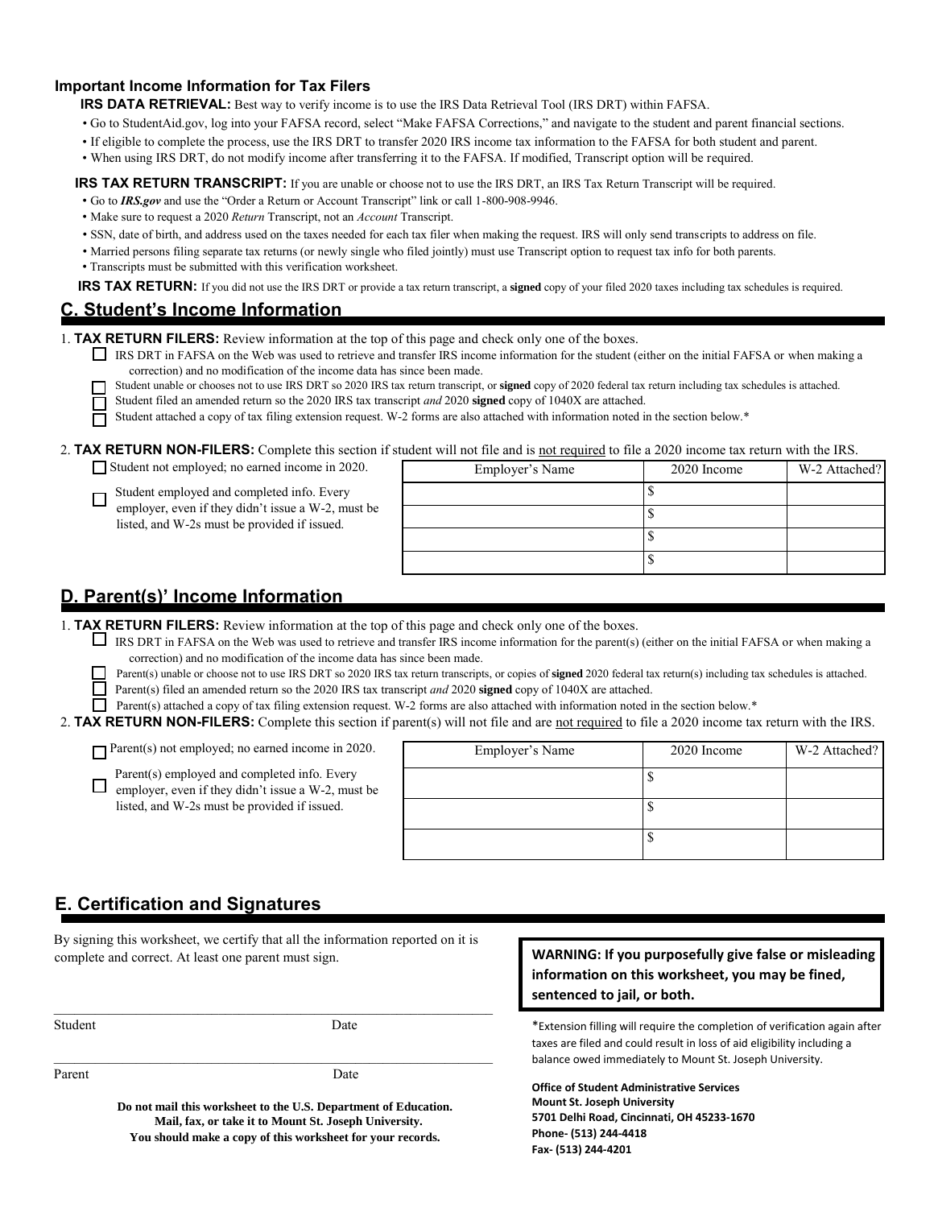### Important Income Information for Tax Filers

**IRS DATA RETRIEVAL:** Best way to verify income is to use the IRS Data Retrieval Tool (IRS DRT) within FAFSA.

- Go to StudentAid.gov, log into your FAFSA record, select "Make FAFSA Corrections," and navigate to the student and parent financial sections.
- If eligible to complete the process, use the IRS DRT to transfer 2020 IRS income tax information to the FAFSA for both student and parent.
- When using IRS DRT, do not modify income after transferring it to the FAFSA. If modified, Transcript option will be required.

**IRS TAX RETURN TRANSCRIPT:** If you are unable or choose not to use the IRS DRT, an IRS Tax Return Transcript will be required.

- Go to ***IRS.gov*** and use the "Order a Return or Account Transcript" link or call 1-800-908-9946.
- Make sure to request a 2020 *Return* Transcript, not an *Account* Transcript.
- SSN, date of birth, and address used on the taxes needed for each tax filer when making the request. IRS will only send transcripts to address on file.
- Married persons filing separate tax returns (or newly single who filed jointly) must use Transcript option to request tax info for both parents.
- Transcripts must be submitted with this verification worksheet.

**IRS TAX RETURN:** If you did not use the IRS DRT or provide a tax return transcript, a **signed** copy of your filed 2020 taxes including tax schedules is required.

## C. Student's Income Information

1. **TAX RETURN FILERS:** Review information at the top of this page and check only one of the boxes.
   - ☐ IRS DRT in FAFSA on the Web was used to retrieve and transfer IRS income information for the student (either on the initial FAFSA or when making a correction) and no modification of the income data has since been made.
   - ☐ Student unable or chooses not to use IRS DRT so 2020 IRS tax return transcript, or **signed** copy of 2020 federal tax return including tax schedules is attached.
   - ☐ Student filed an amended return so the 2020 IRS tax transcript *and* 2020 **signed** copy of 1040X are attached.
   - ☐ Student attached a copy of tax filing extension request. W-2 forms are also attached with information noted in the section below.*

2. **TAX RETURN NON-FILERS:** Complete this section if student will not file and is not required to file a 2020 income tax return with the IRS.
   - ☐ Student not employed; no earned income in 2020.
   - ☐ Student employed and completed info. Every employer, even if they didn't issue a W-2, must be listed, and W-2s must be provided if issued.

| Employer's Name | 2020 Income | W-2 Attached? |
|---|---|---|
| | $ | |
| | $ | |
| | $ | |
| | $ | |

## D. Parent(s)' Income Information

1. **TAX RETURN FILERS:** Review information at the top of this page and check only one of the boxes.
   - ☐ IRS DRT in FAFSA on the Web was used to retrieve and transfer IRS income information for the parent(s) (either on the initial FAFSA or when making a correction) and no modification of the income data has since been made.
   - ☐ Parent(s) unable or choose not to use IRS DRT so 2020 IRS tax return transcripts, or copies of **signed** 2020 federal tax return(s) including tax schedules is attached.
   - ☐ Parent(s) filed an amended return so the 2020 IRS tax transcript *and* 2020 **signed** copy of 1040X are attached.
   - ☐ Parent(s) attached a copy of tax filing extension request. W-2 forms are also attached with information noted in the section below.*

2. **TAX RETURN NON-FILERS:** Complete this section if parent(s) will not file and are not required to file a 2020 income tax return with the IRS.
   - ☐ Parent(s) not employed; no earned income in 2020.
   - ☐ Parent(s) employed and completed info. Every employer, even if they didn't issue a W-2, must be listed, and W-2s must be provided if issued.

| Employer's Name | 2020 Income | W-2 Attached? |
|---|---|---|
| | $ | |
| | $ | |
| | $ | |

## E. Certification and Signatures

By signing this worksheet, we certify that all the information reported on it is complete and correct. At least one parent must sign.

\_\_\_\_\_\_\_\_\_\_\_\_\_\_\_\_\_\_\_\_\_\_\_\_\_\_\_\_\_\_\_\_\_\_\_\_\_\_\_\_\_\_

Student Date

\_\_\_\_\_\_\_\_\_\_\_\_\_\_\_\_\_\_\_\_\_\_\_\_\_\_\_\_\_\_\_\_\_\_\_\_\_\_\_\_\_\_

Parent Date

**Do not mail this worksheet to the U.S. Department of Education. Mail, fax, or take it to Mount St. Joseph University. You should make a copy of this worksheet for your records.**

**WARNING: If you purposefully give false or misleading information on this worksheet, you may be fined, sentenced to jail, or both.**

*Extension filling will require the completion of verification again after taxes are filed and could result in loss of aid eligibility including a balance owed immediately to Mount St. Joseph University.

**Office of Student Administrative Services**
**Mount St. Joseph University**
**5701 Delhi Road, Cincinnati, OH 45233-1670**
**Phone- (513) 244-4418**
**Fax- (513) 244-4201**